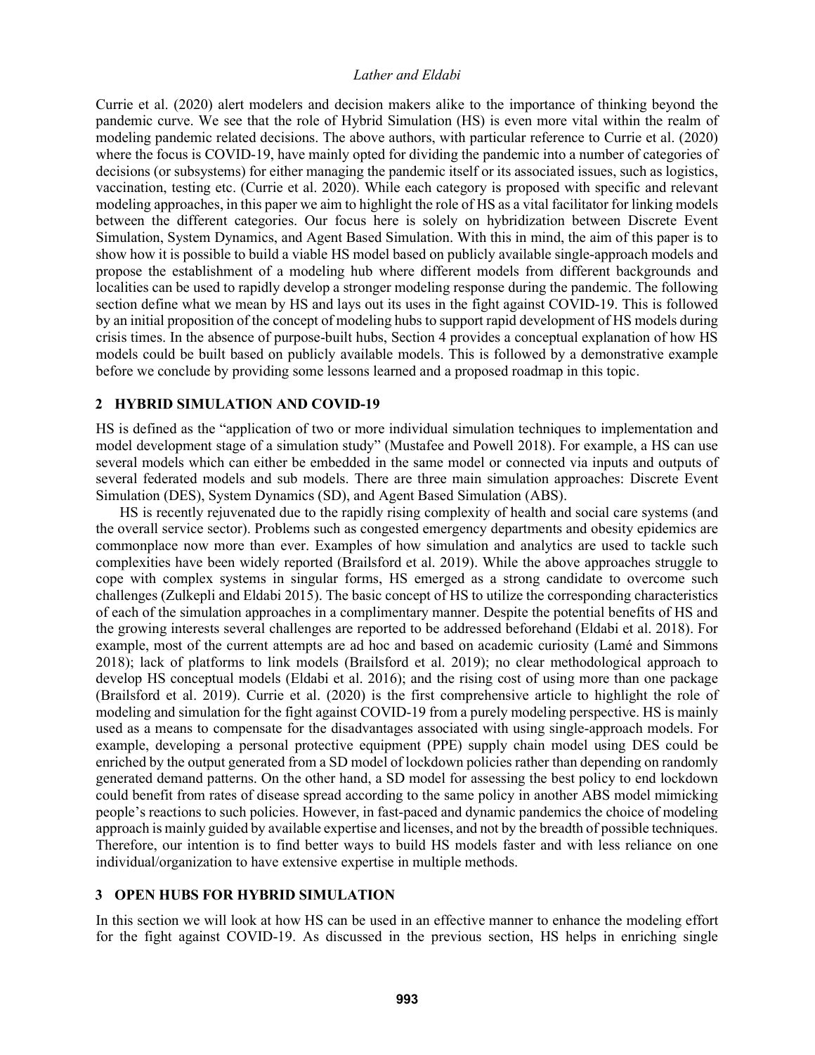Currie et al. (2020) alert modelers and decision makers alike to the importance of thinking beyond the pandemic curve. We see that the role of Hybrid Simulation (HS) is even more vital within the realm of modeling pandemic related decisions. The above authors, with particular reference to Currie et al. (2020) where the focus is COVID-19, have mainly opted for dividing the pandemic into a number of categories of decisions (or subsystems) for either managing the pandemic itself or its associated issues, such as logistics, vaccination, testing etc. (Currie et al. 2020). While each category is proposed with specific and relevant modeling approaches, in this paper we aim to highlight the role of HS as a vital facilitator for linking models between the different categories. Our focus here is solely on hybridization between Discrete Event Simulation, System Dynamics, and Agent Based Simulation. With this in mind, the aim of this paper is to show how it is possible to build a viable HS model based on publicly available single-approach models and propose the establishment of a modeling hub where different models from different backgrounds and localities can be used to rapidly develop a stronger modeling response during the pandemic. The following section define what we mean by HS and lays out its uses in the fight against COVID-19. This is followed by an initial proposition of the concept of modeling hubs to support rapid development of HS models during crisis times. In the absence of purpose-built hubs, Section 4 provides a conceptual explanation of how HS models could be built based on publicly available models. This is followed by a demonstrative example before we conclude by providing some lessons learned and a proposed roadmap in this topic.

## 2 HYBRID SIMULATION AND COVID-19

HS is defined as the "application of two or more individual simulation techniques to implementation and model development stage of a simulation study" (Mustafee and Powell 2018). For example, a HS can use several models which can either be embedded in the same model or connected via inputs and outputs of several federated models and sub models. There are three main simulation approaches: Discrete Event Simulation (DES), System Dynamics (SD), and Agent Based Simulation (ABS).

HS is recently rejuvenated due to the rapidly rising complexity of health and social care systems (and the overall service sector). Problems such as congested emergency departments and obesity epidemics are commonplace now more than ever. Examples of how simulation and analytics are used to tackle such complexities have been widely reported (Brailsford et al. 2019). While the above approaches struggle to cope with complex systems in singular forms, HS emerged as a strong candidate to overcome such challenges (Zulkepli and Eldabi 2015). The basic concept of HS to utilize the corresponding characteristics of each of the simulation approaches in a complimentary manner. Despite the potential benefits of HS and the growing interests several challenges are reported to be addressed beforehand (Eldabi et al. 2018). For example, most of the current attempts are ad hoc and based on academic curiosity (Lamé and Simmons 2018); lack of platforms to link models (Brailsford et al. 2019); no clear methodological approach to develop HS conceptual models (Eldabi et al. 2016); and the rising cost of using more than one package (Brailsford et al. 2019). Currie et al. (2020) is the first comprehensive article to highlight the role of modeling and simulation for the fight against COVID-19 from a purely modeling perspective. HS is mainly used as a means to compensate for the disadvantages associated with using single-approach models. For example, developing a personal protective equipment (PPE) supply chain model using DES could be enriched by the output generated from a SD model of lockdown policies rather than depending on randomly generated demand patterns. On the other hand, a SD model for assessing the best policy to end lockdown could benefit from rates of disease spread according to the same policy in another ABS model mimicking people's reactions to such policies. However, in fast-paced and dynamic pandemics the choice of modeling approach is mainly guided by available expertise and licenses, and not by the breadth of possible techniques. Therefore, our intention is to find better ways to build HS models faster and with less reliance on one individual/organization to have extensive expertise in multiple methods.

## 3 OPEN HUBS FOR HYBRID SIMULATION

In this section we will look at how HS can be used in an effective manner to enhance the modeling effort for the fight against COVID-19. As discussed in the previous section, HS helps in enriching single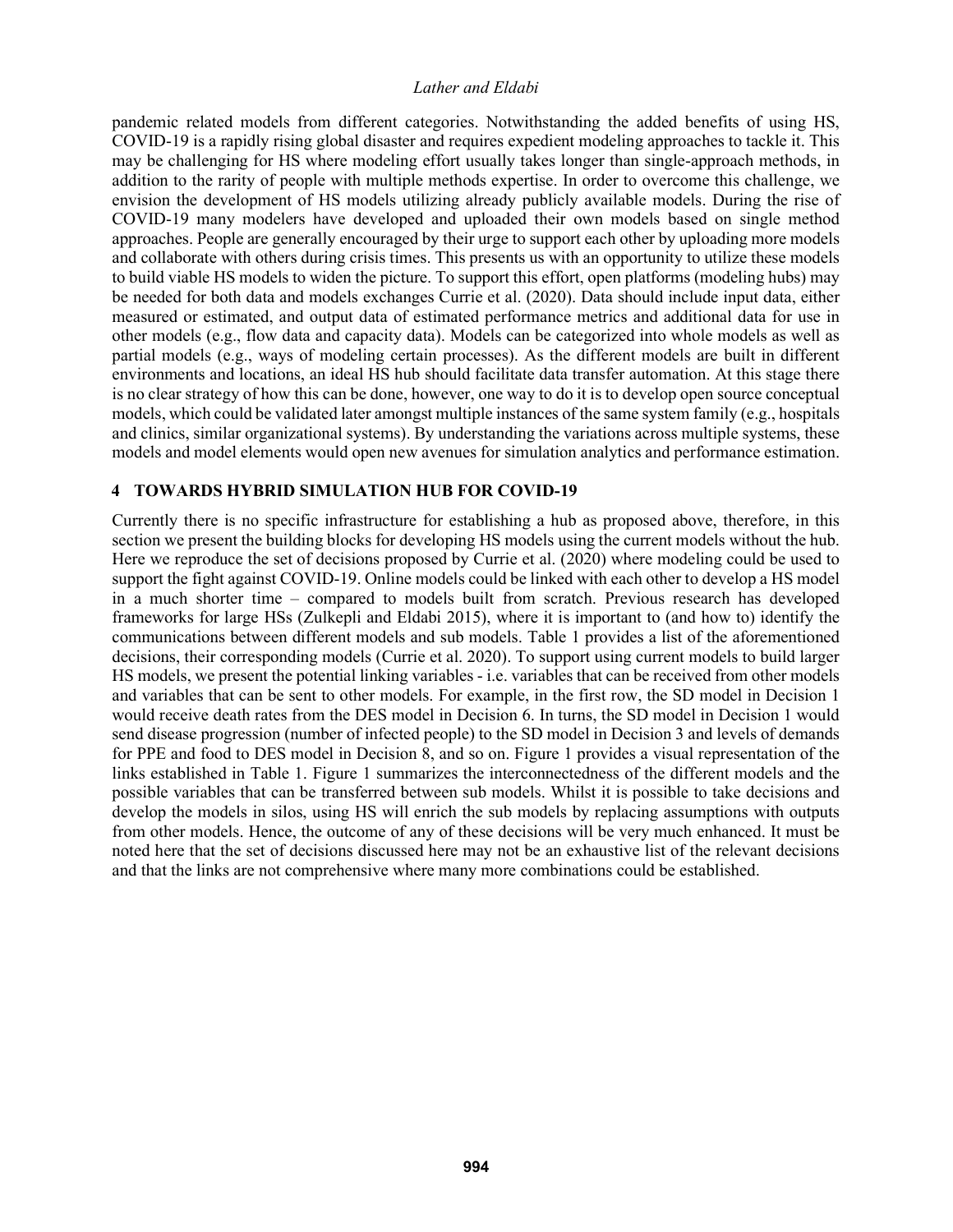pandemic related models from different categories. Notwithstanding the added benefits of using HS, COVID-19 is a rapidly rising global disaster and requires expedient modeling approaches to tackle it. This may be challenging for HS where modeling effort usually takes longer than single-approach methods, in addition to the rarity of people with multiple methods expertise. In order to overcome this challenge, we envision the development of HS models utilizing already publicly available models. During the rise of COVID-19 many modelers have developed and uploaded their own models based on single method approaches. People are generally encouraged by their urge to support each other by uploading more models and collaborate with others during crisis times. This presents us with an opportunity to utilize these models to build viable HS models to widen the picture. To support this effort, open platforms (modeling hubs) may be needed for both data and models exchanges Currie et al. (2020). Data should include input data, either measured or estimated, and output data of estimated performance metrics and additional data for use in other models (e.g., flow data and capacity data). Models can be categorized into whole models as well as partial models (e.g., ways of modeling certain processes). As the different models are built in different environments and locations, an ideal HS hub should facilitate data transfer automation. At this stage there is no clear strategy of how this can be done, however, one way to do it is to develop open source conceptual models, which could be validated later amongst multiple instances of the same system family (e.g., hospitals and clinics, similar organizational systems). By understanding the variations across multiple systems, these models and model elements would open new avenues for simulation analytics and performance estimation.

## 4 TOWARDS HYBRID SIMULATION HUB FOR COVID-19

Currently there is no specific infrastructure for establishing a hub as proposed above, therefore, in this section we present the building blocks for developing HS models using the current models without the hub. Here we reproduce the set of decisions proposed by Currie et al. (2020) where modeling could be used to support the fight against COVID-19. Online models could be linked with each other to develop a HS model in a much shorter time – compared to models built from scratch. Previous research has developed frameworks for large HSs (Zulkepli and Eldabi 2015), where it is important to (and how to) identify the communications between different models and sub models. Table 1 provides a list of the aforementioned decisions, their corresponding models (Currie et al. 2020). To support using current models to build larger HS models, we present the potential linking variables - i.e. variables that can be received from other models and variables that can be sent to other models. For example, in the first row, the SD model in Decision 1 would receive death rates from the DES model in Decision 6. In turns, the SD model in Decision 1 would send disease progression (number of infected people) to the SD model in Decision 3 and levels of demands for PPE and food to DES model in Decision 8, and so on. Figure 1 provides a visual representation of the links established in Table 1. Figure 1 summarizes the interconnectedness of the different models and the possible variables that can be transferred between sub models. Whilst it is possible to take decisions and develop the models in silos, using HS will enrich the sub models by replacing assumptions with outputs from other models. Hence, the outcome of any of these decisions will be very much enhanced. It must be noted here that the set of decisions discussed here may not be an exhaustive list of the relevant decisions and that the links are not comprehensive where many more combinations could be established.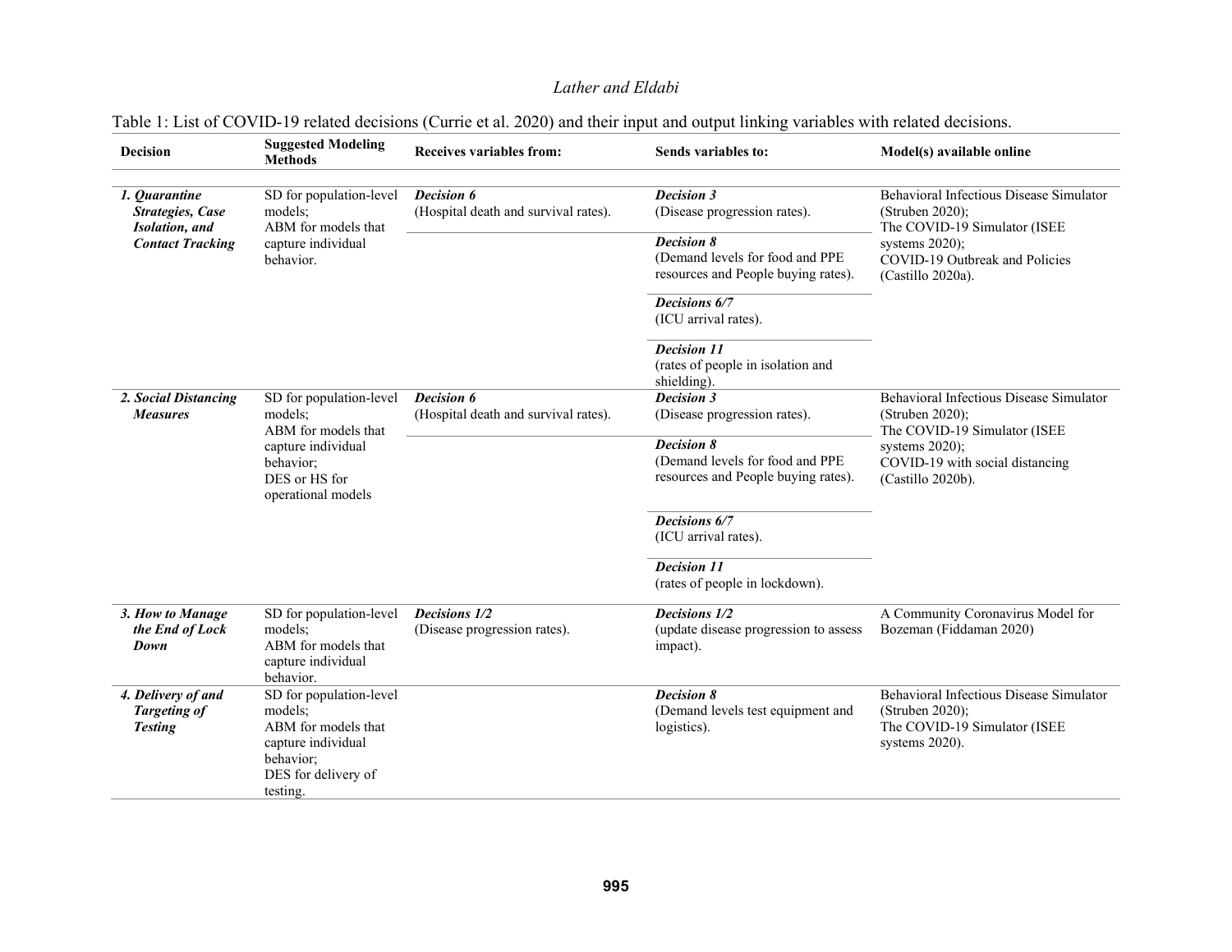Table 1: List of COVID-19 related decisions (Currie et al. 2020) and their input and output linking variables with related decisions.

| Decision | Suggested Modeling Methods | Receives variables from: | Sends variables to: | Model(s) available online |
|---|---|---|---|---|
| ***1. Quarantine Strategies, Case Isolation, and Contact Tracking*** | SD for population-level models; ABM for models that capture individual behavior. | ***Decision 6*** (Hospital death and survival rates). | ***Decision 3*** (Disease progression rates). | Behavioral Infectious Disease Simulator (Struben 2020); The COVID-19 Simulator (ISEE systems 2020); COVID-19 Outbreak and Policies (Castillo 2020a). |
| | | | ***Decision 8*** (Demand levels for food and PPE resources and People buying rates). | |
| | | | ***Decisions 6/7*** (ICU arrival rates). | |
| | | | ***Decision 11*** (rates of people in isolation and shielding). | |
| ***2. Social Distancing Measures*** | SD for population-level models; ABM for models that capture individual behavior; DES or HS for operational models | ***Decision 6*** (Hospital death and survival rates). | ***Decision 3*** (Disease progression rates). | Behavioral Infectious Disease Simulator (Struben 2020); The COVID-19 Simulator (ISEE systems 2020); COVID-19 with social distancing (Castillo 2020b). |
| | | | ***Decision 8*** (Demand levels for food and PPE resources and People buying rates). | |
| | | | ***Decisions 6/7*** (ICU arrival rates). | |
| | | | ***Decision 11*** (rates of people in lockdown). | |
| ***3. How to Manage the End of Lock Down*** | SD for population-level models; ABM for models that capture individual behavior. | ***Decisions 1/2*** (Disease progression rates). | ***Decisions 1/2*** (update disease progression to assess impact). | A Community Coronavirus Model for Bozeman (Fiddaman 2020) |
| ***4. Delivery of and Targeting of Testing*** | SD for population-level models; ABM for models that capture individual behavior; DES for delivery of testing. | | ***Decision 8*** (Demand levels test equipment and logistics). | Behavioral Infectious Disease Simulator (Struben 2020); The COVID-19 Simulator (ISEE systems 2020). |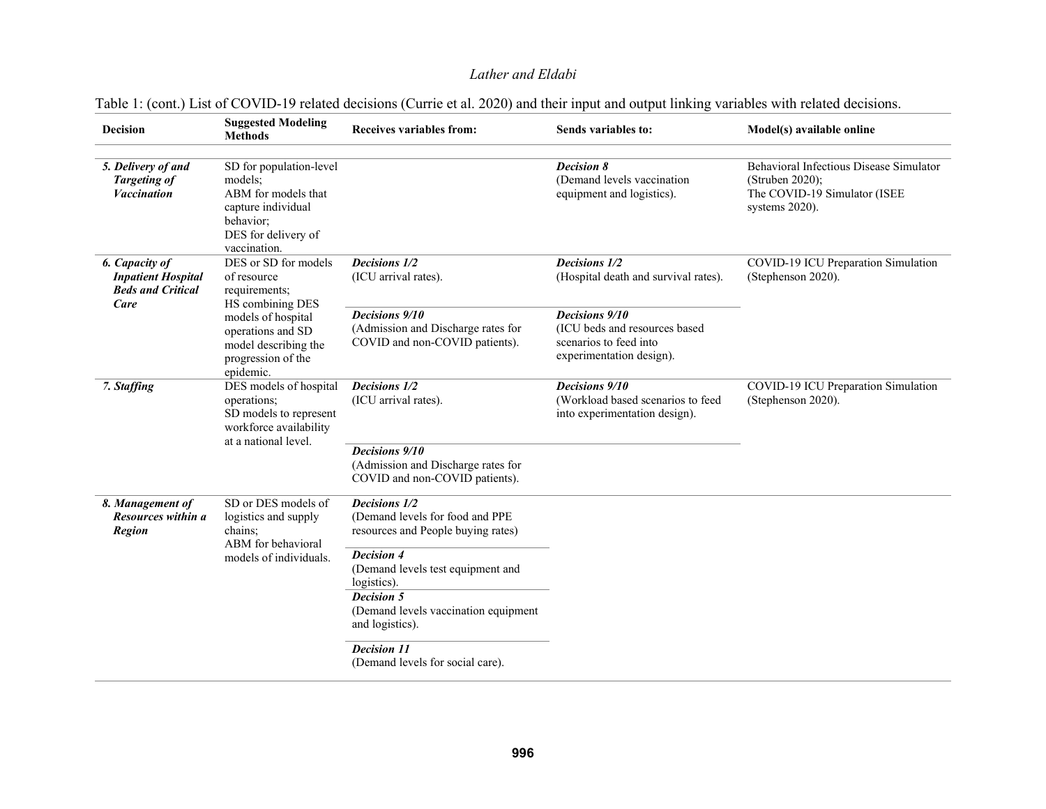Table 1: (cont.) List of COVID-19 related decisions (Currie et al. 2020) and their input and output linking variables with related decisions.

| Decision | Suggested Modeling Methods | Receives variables from: | Sends variables to: | Model(s) available online |
|---|---|---|---|---|
| ***5. Delivery of and Targeting of Vaccination*** | SD for population-level models; ABM for models that capture individual behavior; DES for delivery of vaccination. | | ***Decision 8*** (Demand levels vaccination equipment and logistics). | Behavioral Infectious Disease Simulator (Struben 2020); The COVID-19 Simulator (ISEE systems 2020). |
| ***6. Capacity of Inpatient Hospital Beds and Critical Care*** | DES or SD for models of resource requirements; HS combining DES models of hospital operations and SD model describing the progression of the epidemic. | ***Decisions 1/2*** (ICU arrival rates). | ***Decisions 1/2*** (Hospital death and survival rates). | COVID-19 ICU Preparation Simulation (Stephenson 2020). |
| | | ***Decisions 9/10*** (Admission and Discharge rates for COVID and non-COVID patients). | ***Decisions 9/10*** (ICU beds and resources based scenarios to feed into experimentation design). | |
| ***7. Staffing*** | DES models of hospital operations; SD models to represent workforce availability at a national level. | ***Decisions 1/2*** (ICU arrival rates). | ***Decisions 9/10*** (Workload based scenarios to feed into experimentation design). | COVID-19 ICU Preparation Simulation (Stephenson 2020). |
| | | ***Decisions 9/10*** (Admission and Discharge rates for COVID and non-COVID patients). | | |
| ***8. Management of Resources within a Region*** | SD or DES models of logistics and supply chains; ABM for behavioral models of individuals. | ***Decisions 1/2*** (Demand levels for food and PPE resources and People buying rates) | | |
| | | ***Decision 4*** (Demand levels test equipment and logistics). | | |
| | | ***Decision 5*** (Demand levels vaccination equipment and logistics). | | |
| | | ***Decision 11*** (Demand levels for social care). | | |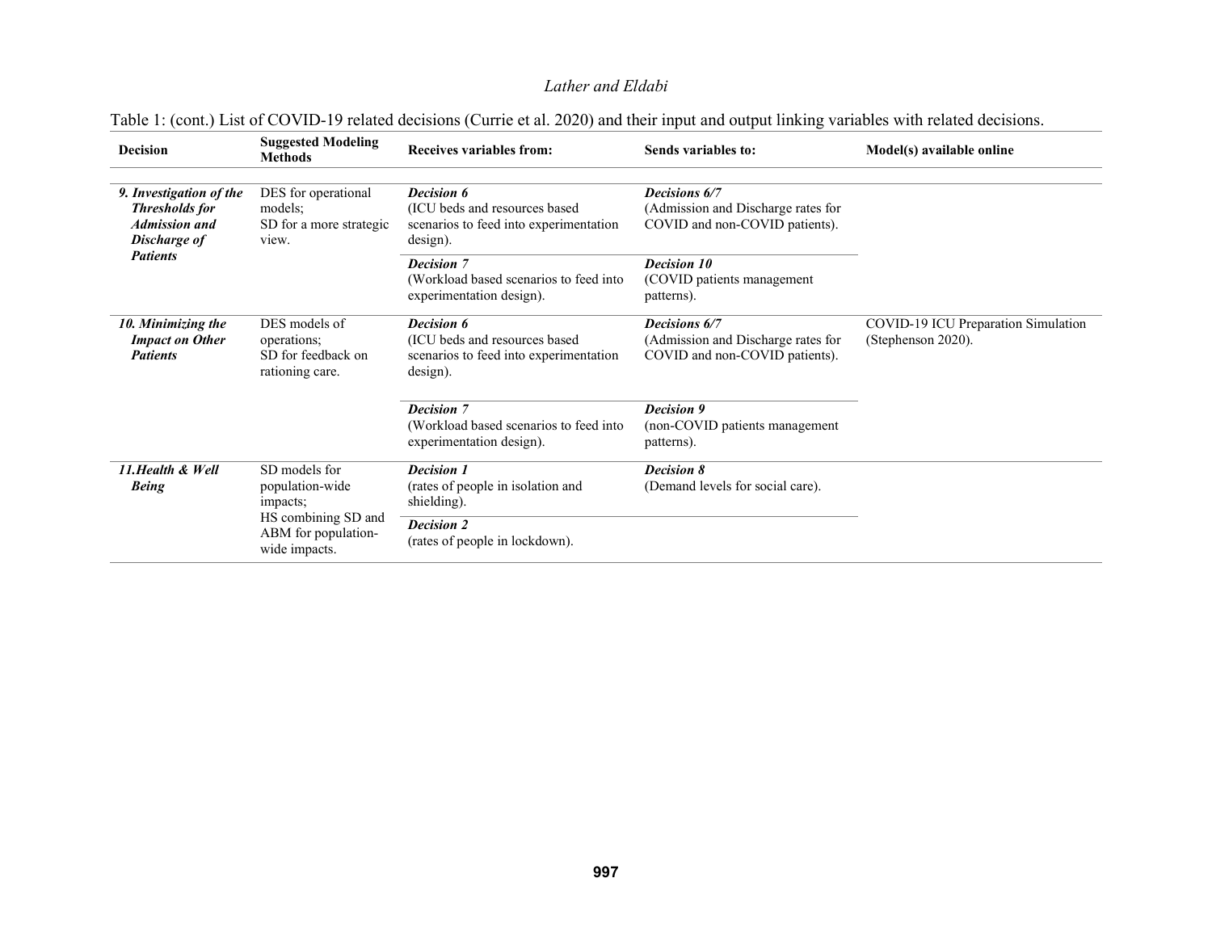Table 1: (cont.) List of COVID-19 related decisions (Currie et al. 2020) and their input and output linking variables with related decisions.

| Decision | Suggested Modeling Methods | Receives variables from: | Sends variables to: | Model(s) available online |
|---|---|---|---|---|
| ***9. Investigation of the Thresholds for Admission and Discharge of Patients*** | DES for operational models; SD for a more strategic view. | ***Decision 6*** (ICU beds and resources based scenarios to feed into experimentation design). | ***Decisions 6/7*** (Admission and Discharge rates for COVID and non-COVID patients). | |
| | | ***Decision 7*** (Workload based scenarios to feed into experimentation design). | ***Decision 10*** (COVID patients management patterns). | |
| ***10. Minimizing the Impact on Other Patients*** | DES models of operations; SD for feedback on rationing care. | ***Decision 6*** (ICU beds and resources based scenarios to feed into experimentation design). | ***Decisions 6/7*** (Admission and Discharge rates for COVID and non-COVID patients). | COVID-19 ICU Preparation Simulation (Stephenson 2020). |
| | | ***Decision 7*** (Workload based scenarios to feed into experimentation design). | ***Decision 9*** (non-COVID patients management patterns). | |
| ***11.Health & Well Being*** | SD models for population-wide impacts; HS combining SD and ABM for population-wide impacts. | ***Decision 1*** (rates of people in isolation and shielding). | ***Decision 8*** (Demand levels for social care). | |
| | | ***Decision 2*** (rates of people in lockdown). | | |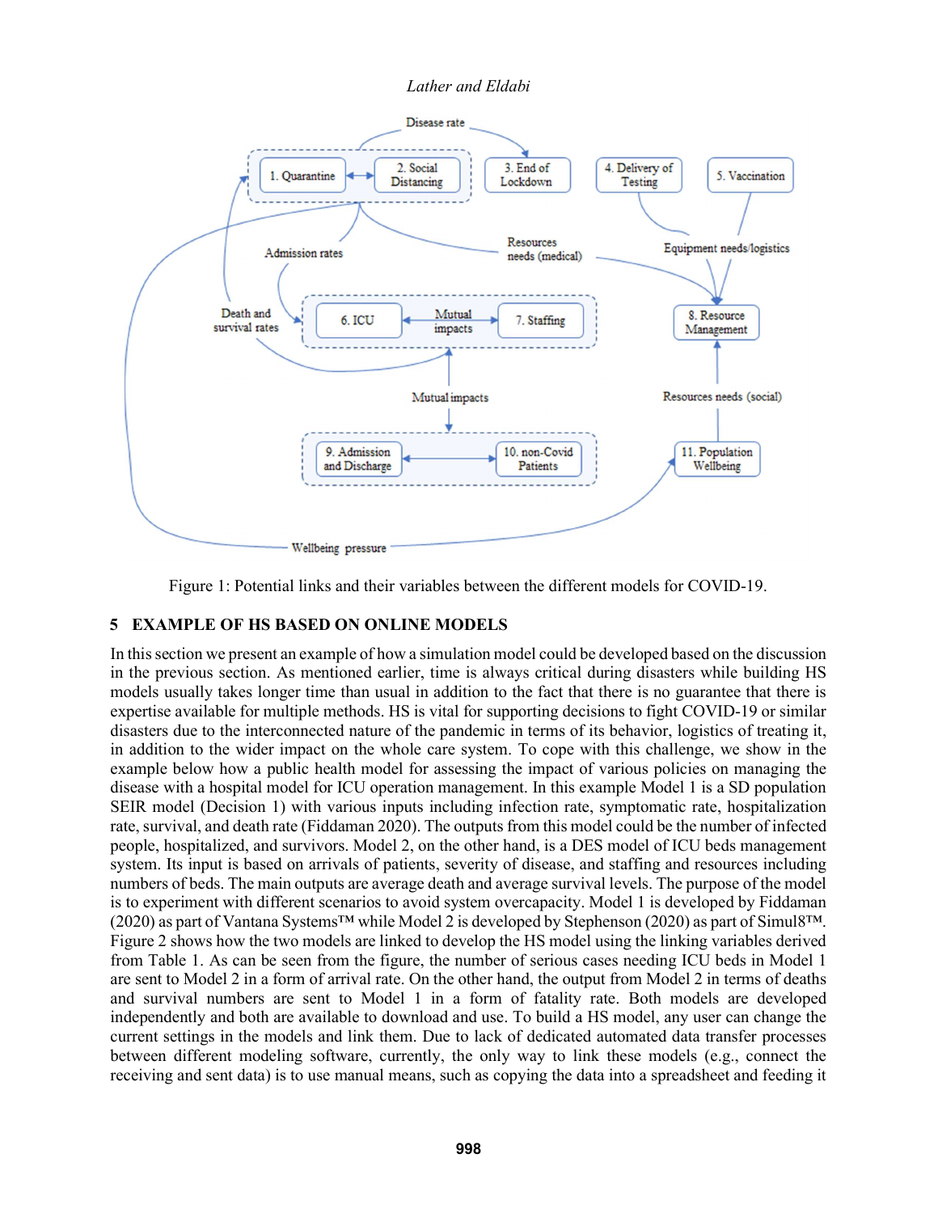Figure 1: Potential links and their variables between the different models for COVID-19.

## 5 EXAMPLE OF HS BASED ON ONLINE MODELS

In this section we present an example of how a simulation model could be developed based on the discussion in the previous section. As mentioned earlier, time is always critical during disasters while building HS models usually takes longer time than usual in addition to the fact that there is no guarantee that there is expertise available for multiple methods. HS is vital for supporting decisions to fight COVID-19 or similar disasters due to the interconnected nature of the pandemic in terms of its behavior, logistics of treating it, in addition to the wider impact on the whole care system. To cope with this challenge, we show in the example below how a public health model for assessing the impact of various policies on managing the disease with a hospital model for ICU operation management. In this example Model 1 is a SD population SEIR model (Decision 1) with various inputs including infection rate, symptomatic rate, hospitalization rate, survival, and death rate (Fiddaman 2020). The outputs from this model could be the number of infected people, hospitalized, and survivors. Model 2, on the other hand, is a DES model of ICU beds management system. Its input is based on arrivals of patients, severity of disease, and staffing and resources including numbers of beds. The main outputs are average death and average survival levels. The purpose of the model is to experiment with different scenarios to avoid system overcapacity. Model 1 is developed by Fiddaman (2020) as part of Vantana Systems™ while Model 2 is developed by Stephenson (2020) as part of Simul8™. Figure 2 shows how the two models are linked to develop the HS model using the linking variables derived from Table 1. As can be seen from the figure, the number of serious cases needing ICU beds in Model 1 are sent to Model 2 in a form of arrival rate. On the other hand, the output from Model 2 in terms of deaths and survival numbers are sent to Model 1 in a form of fatality rate. Both models are developed independently and both are available to download and use. To build a HS model, any user can change the current settings in the models and link them. Due to lack of dedicated automated data transfer processes between different modeling software, currently, the only way to link these models (e.g., connect the receiving and sent data) is to use manual means, such as copying the data into a spreadsheet and feeding it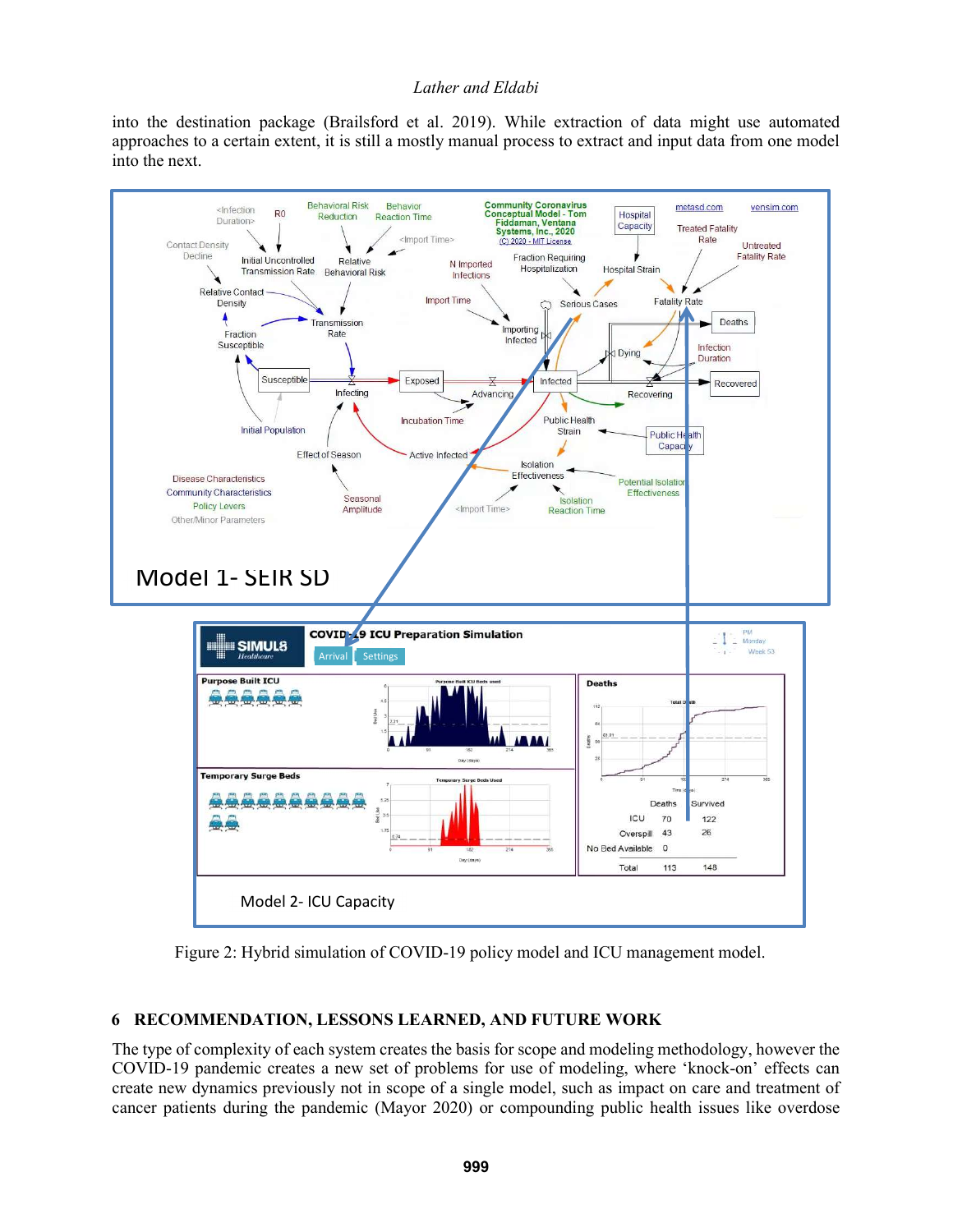into the destination package (Brailsford et al. 2019). While extraction of data might use automated approaches to a certain extent, it is still a mostly manual process to extract and input data from one model into the next.

Figure 2: Hybrid simulation of COVID-19 policy model and ICU management model.

## 6 RECOMMENDATION, LESSONS LEARNED, AND FUTURE WORK

The type of complexity of each system creates the basis for scope and modeling methodology, however the COVID-19 pandemic creates a new set of problems for use of modeling, where 'knock-on' effects can create new dynamics previously not in scope of a single model, such as impact on care and treatment of cancer patients during the pandemic (Mayor 2020) or compounding public health issues like overdose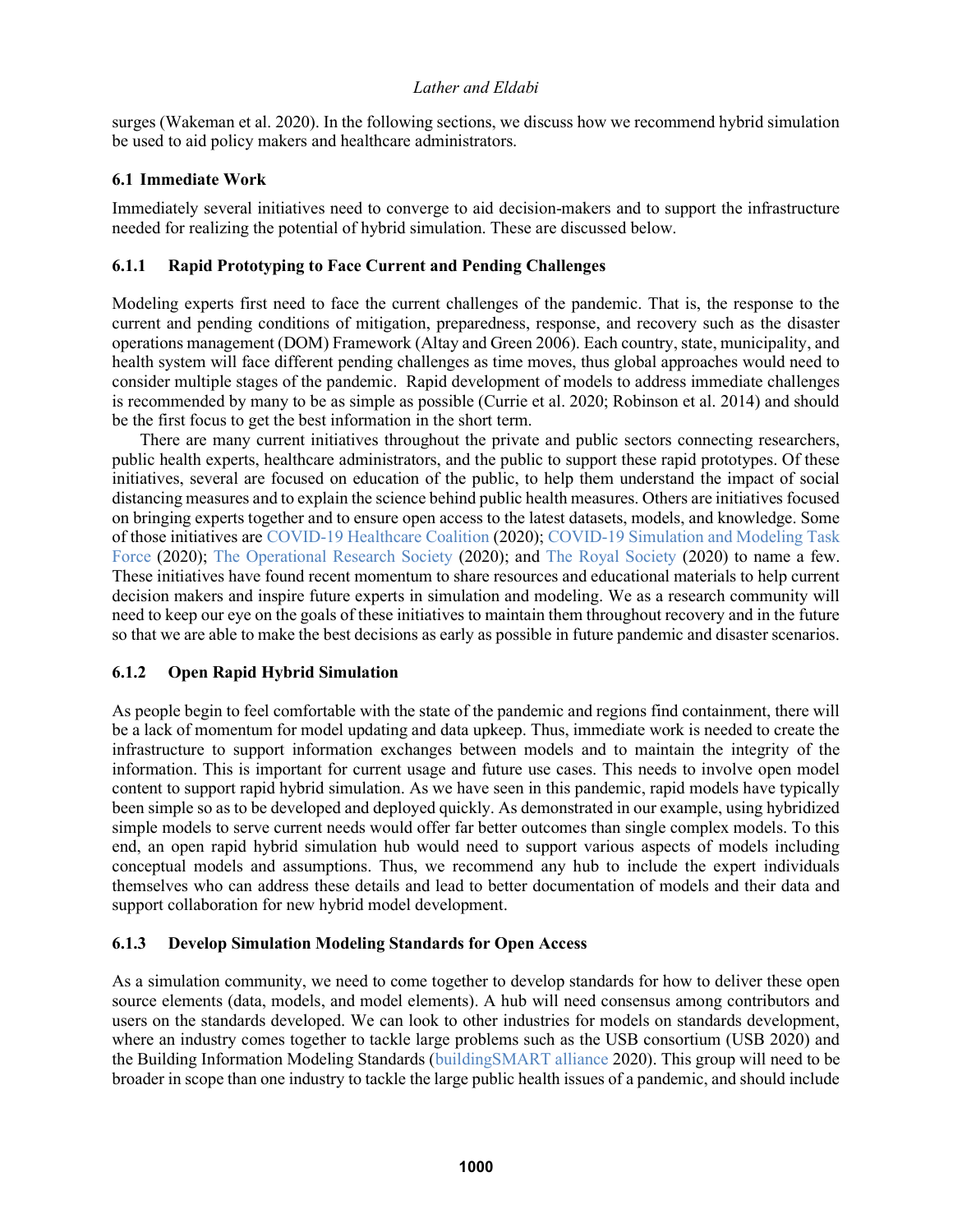surges (Wakeman et al. 2020). In the following sections, we discuss how we recommend hybrid simulation be used to aid policy makers and healthcare administrators.

### 6.1 Immediate Work

Immediately several initiatives need to converge to aid decision-makers and to support the infrastructure needed for realizing the potential of hybrid simulation. These are discussed below.

#### 6.1.1 Rapid Prototyping to Face Current and Pending Challenges

Modeling experts first need to face the current challenges of the pandemic. That is, the response to the current and pending conditions of mitigation, preparedness, response, and recovery such as the disaster operations management (DOM) Framework (Altay and Green 2006). Each country, state, municipality, and health system will face different pending challenges as time moves, thus global approaches would need to consider multiple stages of the pandemic. Rapid development of models to address immediate challenges is recommended by many to be as simple as possible (Currie et al. 2020; Robinson et al. 2014) and should be the first focus to get the best information in the short term.

There are many current initiatives throughout the private and public sectors connecting researchers, public health experts, healthcare administrators, and the public to support these rapid prototypes. Of these initiatives, several are focused on education of the public, to help them understand the impact of social distancing measures and to explain the science behind public health measures. Others are initiatives focused on bringing experts together and to ensure open access to the latest datasets, models, and knowledge. Some of those initiatives are COVID-19 Healthcare Coalition (2020); COVID-19 Simulation and Modeling Task Force (2020); The Operational Research Society (2020); and The Royal Society (2020) to name a few. These initiatives have found recent momentum to share resources and educational materials to help current decision makers and inspire future experts in simulation and modeling. We as a research community will need to keep our eye on the goals of these initiatives to maintain them throughout recovery and in the future so that we are able to make the best decisions as early as possible in future pandemic and disaster scenarios.

#### 6.1.2 Open Rapid Hybrid Simulation

As people begin to feel comfortable with the state of the pandemic and regions find containment, there will be a lack of momentum for model updating and data upkeep. Thus, immediate work is needed to create the infrastructure to support information exchanges between models and to maintain the integrity of the information. This is important for current usage and future use cases. This needs to involve open model content to support rapid hybrid simulation. As we have seen in this pandemic, rapid models have typically been simple so as to be developed and deployed quickly. As demonstrated in our example, using hybridized simple models to serve current needs would offer far better outcomes than single complex models. To this end, an open rapid hybrid simulation hub would need to support various aspects of models including conceptual models and assumptions. Thus, we recommend any hub to include the expert individuals themselves who can address these details and lead to better documentation of models and their data and support collaboration for new hybrid model development.

#### 6.1.3 Develop Simulation Modeling Standards for Open Access

As a simulation community, we need to come together to develop standards for how to deliver these open source elements (data, models, and model elements). A hub will need consensus among contributors and users on the standards developed. We can look to other industries for models on standards development, where an industry comes together to tackle large problems such as the USB consortium (USB 2020) and the Building Information Modeling Standards (buildingSMART alliance 2020). This group will need to be broader in scope than one industry to tackle the large public health issues of a pandemic, and should include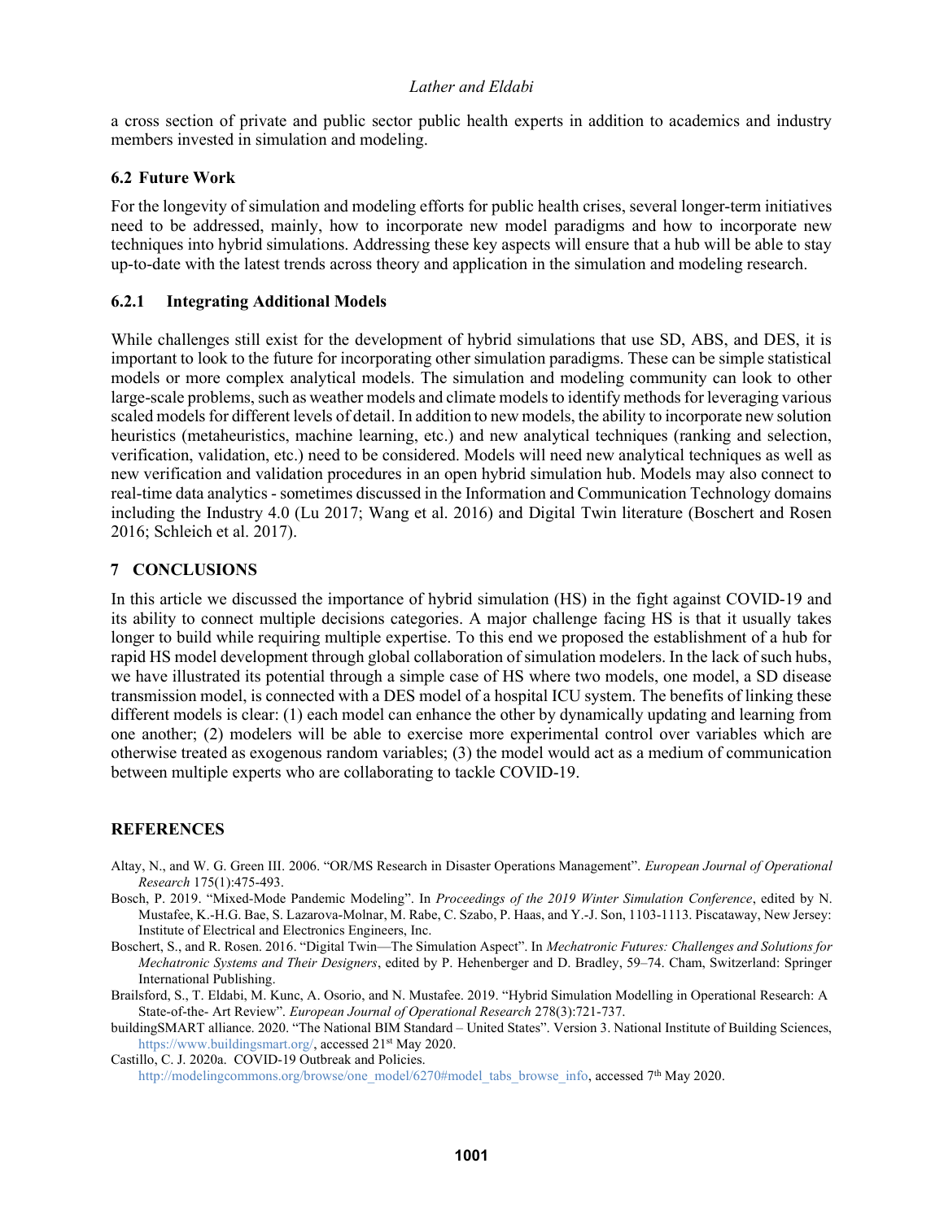a cross section of private and public sector public health experts in addition to academics and industry members invested in simulation and modeling.

### 6.2 Future Work

For the longevity of simulation and modeling efforts for public health crises, several longer-term initiatives need to be addressed, mainly, how to incorporate new model paradigms and how to incorporate new techniques into hybrid simulations. Addressing these key aspects will ensure that a hub will be able to stay up-to-date with the latest trends across theory and application in the simulation and modeling research.

#### 6.2.1 Integrating Additional Models

While challenges still exist for the development of hybrid simulations that use SD, ABS, and DES, it is important to look to the future for incorporating other simulation paradigms. These can be simple statistical models or more complex analytical models. The simulation and modeling community can look to other large-scale problems, such as weather models and climate models to identify methods for leveraging various scaled models for different levels of detail. In addition to new models, the ability to incorporate new solution heuristics (metaheuristics, machine learning, etc.) and new analytical techniques (ranking and selection, verification, validation, etc.) need to be considered. Models will need new analytical techniques as well as new verification and validation procedures in an open hybrid simulation hub. Models may also connect to real-time data analytics - sometimes discussed in the Information and Communication Technology domains including the Industry 4.0 (Lu 2017; Wang et al. 2016) and Digital Twin literature (Boschert and Rosen 2016; Schleich et al. 2017).

## 7 CONCLUSIONS

In this article we discussed the importance of hybrid simulation (HS) in the fight against COVID-19 and its ability to connect multiple decisions categories. A major challenge facing HS is that it usually takes longer to build while requiring multiple expertise. To this end we proposed the establishment of a hub for rapid HS model development through global collaboration of simulation modelers. In the lack of such hubs, we have illustrated its potential through a simple case of HS where two models, one model, a SD disease transmission model, is connected with a DES model of a hospital ICU system. The benefits of linking these different models is clear: (1) each model can enhance the other by dynamically updating and learning from one another; (2) modelers will be able to exercise more experimental control over variables which are otherwise treated as exogenous random variables; (3) the model would act as a medium of communication between multiple experts who are collaborating to tackle COVID-19.

## REFERENCES

Altay, N., and W. G. Green III. 2006. "OR/MS Research in Disaster Operations Management". *European Journal of Operational Research* 175(1):475-493.

Bosch, P. 2019. "Mixed-Mode Pandemic Modeling". In *Proceedings of the 2019 Winter Simulation Conference*, edited by N. Mustafee, K.-H.G. Bae, S. Lazarova-Molnar, M. Rabe, C. Szabo, P. Haas, and Y.-J. Son, 1103-1113. Piscataway, New Jersey: Institute of Electrical and Electronics Engineers, Inc.

Boschert, S., and R. Rosen. 2016. "Digital Twin—The Simulation Aspect". In *Mechatronic Futures: Challenges and Solutions for Mechatronic Systems and Their Designers*, edited by P. Hehenberger and D. Bradley, 59–74. Cham, Switzerland: Springer International Publishing.

Brailsford, S., T. Eldabi, M. Kunc, A. Osorio, and N. Mustafee. 2019. "Hybrid Simulation Modelling in Operational Research: A State-of-the- Art Review". *European Journal of Operational Research* 278(3):721-737.

buildingSMART alliance. 2020. "The National BIM Standard – United States". Version 3. National Institute of Building Sciences, https://www.buildingsmart.org/, accessed 21st May 2020.

Castillo, C. J. 2020a. COVID-19 Outbreak and Policies. http://modelingcommons.org/browse/one_model/6270#model_tabs_browse_info, accessed 7th May 2020.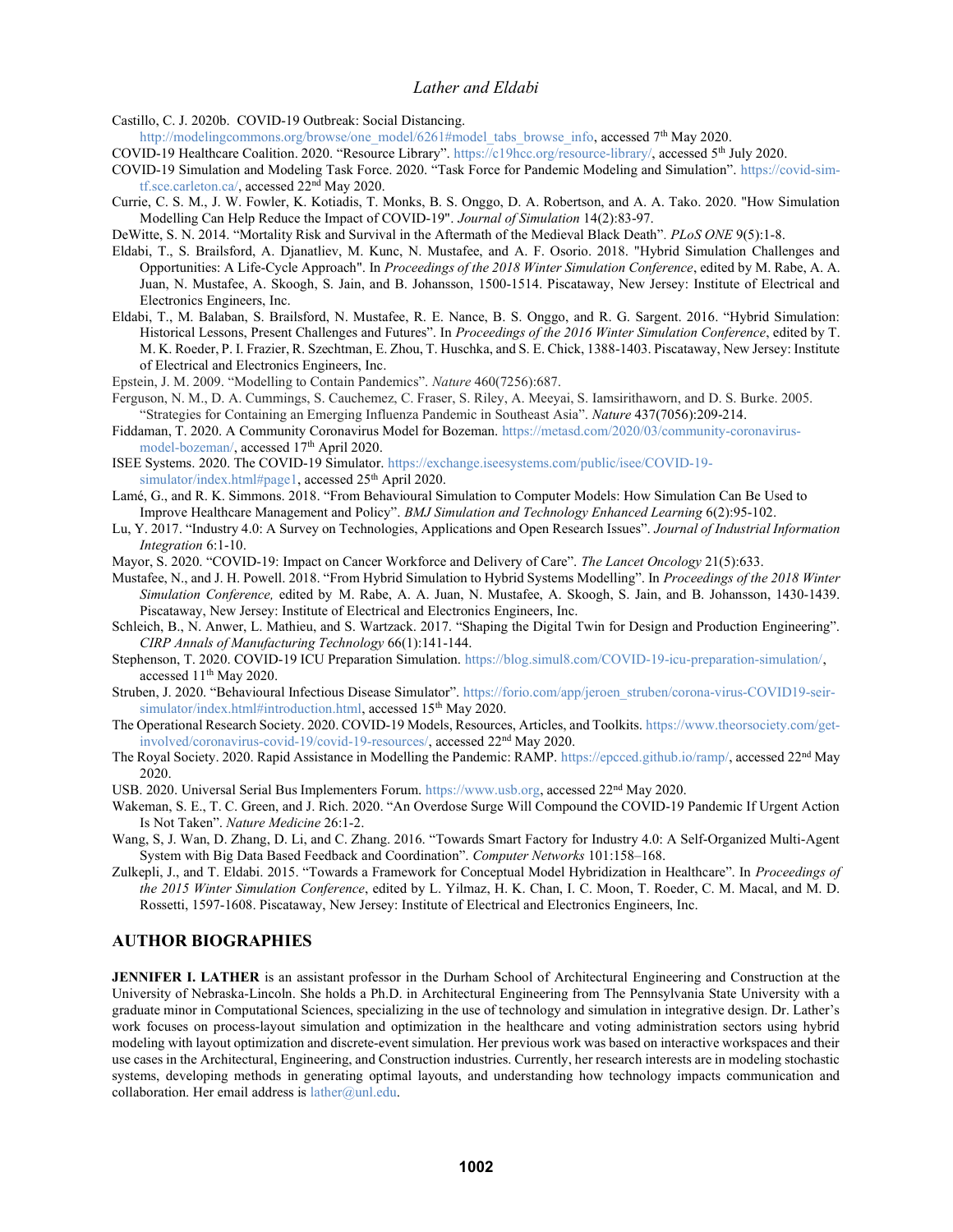Castillo, C. J. 2020b. COVID-19 Outbreak: Social Distancing. http://modelingcommons.org/browse/one_model/6261#model_tabs_browse_info, accessed 7th May 2020.

COVID-19 Healthcare Coalition. 2020. "Resource Library". https://c19hcc.org/resource-library/, accessed 5th July 2020.

COVID-19 Simulation and Modeling Task Force. 2020. "Task Force for Pandemic Modeling and Simulation". https://covid-sim-tf.sce.carleton.ca/, accessed 22nd May 2020.

Currie, C. S. M., J. W. Fowler, K. Kotiadis, T. Monks, B. S. Onggo, D. A. Robertson, and A. A. Tako. 2020. "How Simulation Modelling Can Help Reduce the Impact of COVID-19". *Journal of Simulation* 14(2):83-97.

DeWitte, S. N. 2014. "Mortality Risk and Survival in the Aftermath of the Medieval Black Death". *PLoS ONE* 9(5):1-8.

Eldabi, T., S. Brailsford, A. Djanatliev, M. Kunc, N. Mustafee, and A. F. Osorio. 2018. "Hybrid Simulation Challenges and Opportunities: A Life-Cycle Approach". In *Proceedings of the 2018 Winter Simulation Conference*, edited by M. Rabe, A. A. Juan, N. Mustafee, A. Skoogh, S. Jain, and B. Johansson, 1500-1514. Piscataway, New Jersey: Institute of Electrical and Electronics Engineers, Inc.

Eldabi, T., M. Balaban, S. Brailsford, N. Mustafee, R. E. Nance, B. S. Onggo, and R. G. Sargent. 2016. "Hybrid Simulation: Historical Lessons, Present Challenges and Futures". In *Proceedings of the 2016 Winter Simulation Conference*, edited by T. M. K. Roeder, P. I. Frazier, R. Szechtman, E. Zhou, T. Huschka, and S. E. Chick, 1388-1403. Piscataway, New Jersey: Institute of Electrical and Electronics Engineers, Inc.

Epstein, J. M. 2009. "Modelling to Contain Pandemics". *Nature* 460(7256):687.

Ferguson, N. M., D. A. Cummings, S. Cauchemez, C. Fraser, S. Riley, A. Meeyai, S. Iamsirithaworn, and D. S. Burke. 2005. "Strategies for Containing an Emerging Influenza Pandemic in Southeast Asia". *Nature* 437(7056):209-214.

Fiddaman, T. 2020. A Community Coronavirus Model for Bozeman. https://metasd.com/2020/03/community-coronavirus-model-bozeman/, accessed 17th April 2020.

ISEE Systems. 2020. The COVID-19 Simulator. https://exchange.iseesystems.com/public/isee/COVID-19-simulator/index.html#page1, accessed 25th April 2020.

Lamé, G., and R. K. Simmons. 2018. "From Behavioural Simulation to Computer Models: How Simulation Can Be Used to Improve Healthcare Management and Policy". *BMJ Simulation and Technology Enhanced Learning* 6(2):95-102.

Lu, Y. 2017. "Industry 4.0: A Survey on Technologies, Applications and Open Research Issues". *Journal of Industrial Information Integration* 6:1-10.

Mayor, S. 2020. "COVID-19: Impact on Cancer Workforce and Delivery of Care". *The Lancet Oncology* 21(5):633.

Mustafee, N., and J. H. Powell. 2018. "From Hybrid Simulation to Hybrid Systems Modelling". In *Proceedings of the 2018 Winter Simulation Conference,* edited by M. Rabe, A. A. Juan, N. Mustafee, A. Skoogh, S. Jain, and B. Johansson, 1430-1439. Piscataway, New Jersey: Institute of Electrical and Electronics Engineers, Inc.

Schleich, B., N. Anwer, L. Mathieu, and S. Wartzack. 2017. "Shaping the Digital Twin for Design and Production Engineering". *CIRP Annals of Manufacturing Technology* 66(1):141-144.

Stephenson, T. 2020. COVID-19 ICU Preparation Simulation. https://blog.simul8.com/COVID-19-icu-preparation-simulation/, accessed 11th May 2020.

Struben, J. 2020. "Behavioural Infectious Disease Simulator". https://forio.com/app/jeroen_struben/corona-virus-COVID19-seir-simulator/index.html#introduction.html, accessed 15th May 2020.

The Operational Research Society. 2020. COVID-19 Models, Resources, Articles, and Toolkits. https://www.theorsociety.com/get-involved/coronavirus-covid-19/covid-19-resources/, accessed 22nd May 2020.

The Royal Society. 2020. Rapid Assistance in Modelling the Pandemic: RAMP. https://epcced.github.io/ramp/, accessed 22nd May 2020.

USB. 2020. Universal Serial Bus Implementers Forum. https://www.usb.org, accessed 22nd May 2020.

Wakeman, S. E., T. C. Green, and J. Rich. 2020. "An Overdose Surge Will Compound the COVID-19 Pandemic If Urgent Action Is Not Taken". *Nature Medicine* 26:1-2.

Wang, S, J. Wan, D. Zhang, D. Li, and C. Zhang. 2016. "Towards Smart Factory for Industry 4.0: A Self-Organized Multi-Agent System with Big Data Based Feedback and Coordination". *Computer Networks* 101:158–168.

Zulkepli, J., and T. Eldabi. 2015. "Towards a Framework for Conceptual Model Hybridization in Healthcare". In *Proceedings of the 2015 Winter Simulation Conference*, edited by L. Yilmaz, H. K. Chan, I. C. Moon, T. Roeder, C. M. Macal, and M. D. Rossetti, 1597-1608. Piscataway, New Jersey: Institute of Electrical and Electronics Engineers, Inc.

## AUTHOR BIOGRAPHIES

**JENNIFER I. LATHER** is an assistant professor in the Durham School of Architectural Engineering and Construction at the University of Nebraska-Lincoln. She holds a Ph.D. in Architectural Engineering from The Pennsylvania State University with a graduate minor in Computational Sciences, specializing in the use of technology and simulation in integrative design. Dr. Lather's work focuses on process-layout simulation and optimization in the healthcare and voting administration sectors using hybrid modeling with layout optimization and discrete-event simulation. Her previous work was based on interactive workspaces and their use cases in the Architectural, Engineering, and Construction industries. Currently, her research interests are in modeling stochastic systems, developing methods in generating optimal layouts, and understanding how technology impacts communication and collaboration. Her email address is lather@unl.edu.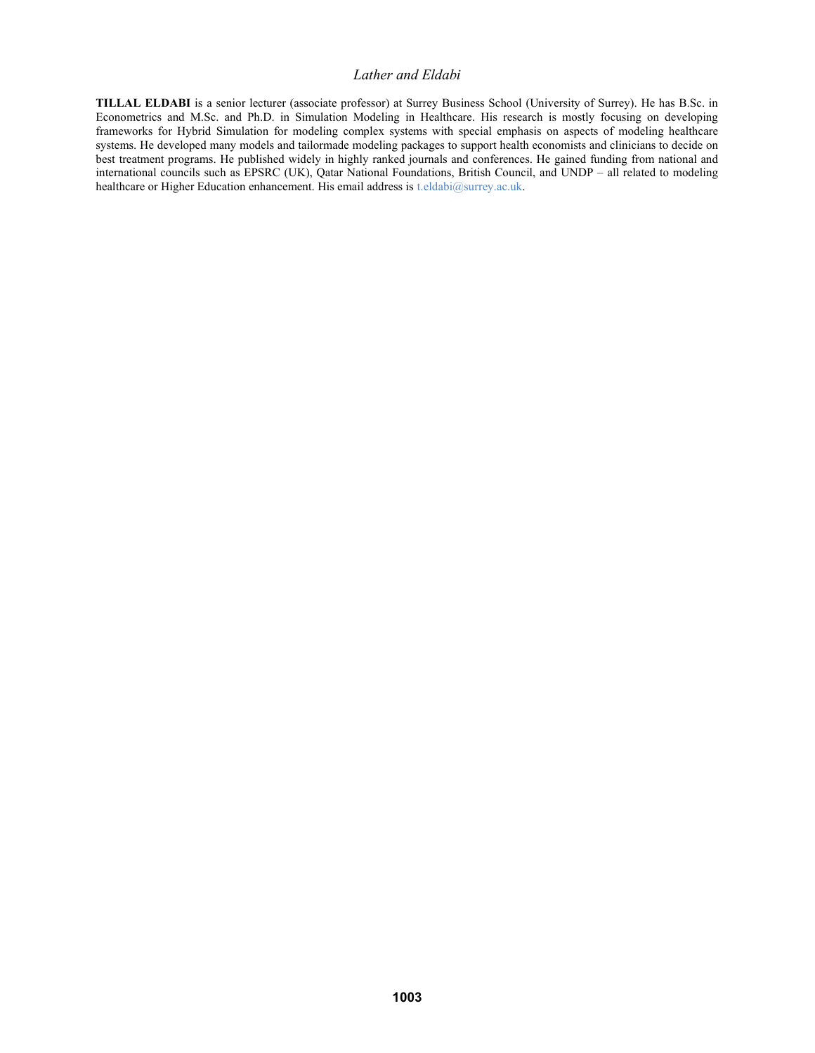**TILLAL ELDABI** is a senior lecturer (associate professor) at Surrey Business School (University of Surrey). He has B.Sc. in Econometrics and M.Sc. and Ph.D. in Simulation Modeling in Healthcare. His research is mostly focusing on developing frameworks for Hybrid Simulation for modeling complex systems with special emphasis on aspects of modeling healthcare systems. He developed many models and tailormade modeling packages to support health economists and clinicians to decide on best treatment programs. He published widely in highly ranked journals and conferences. He gained funding from national and international councils such as EPSRC (UK), Qatar National Foundations, British Council, and UNDP – all related to modeling healthcare or Higher Education enhancement. His email address is t.eldabi@surrey.ac.uk.